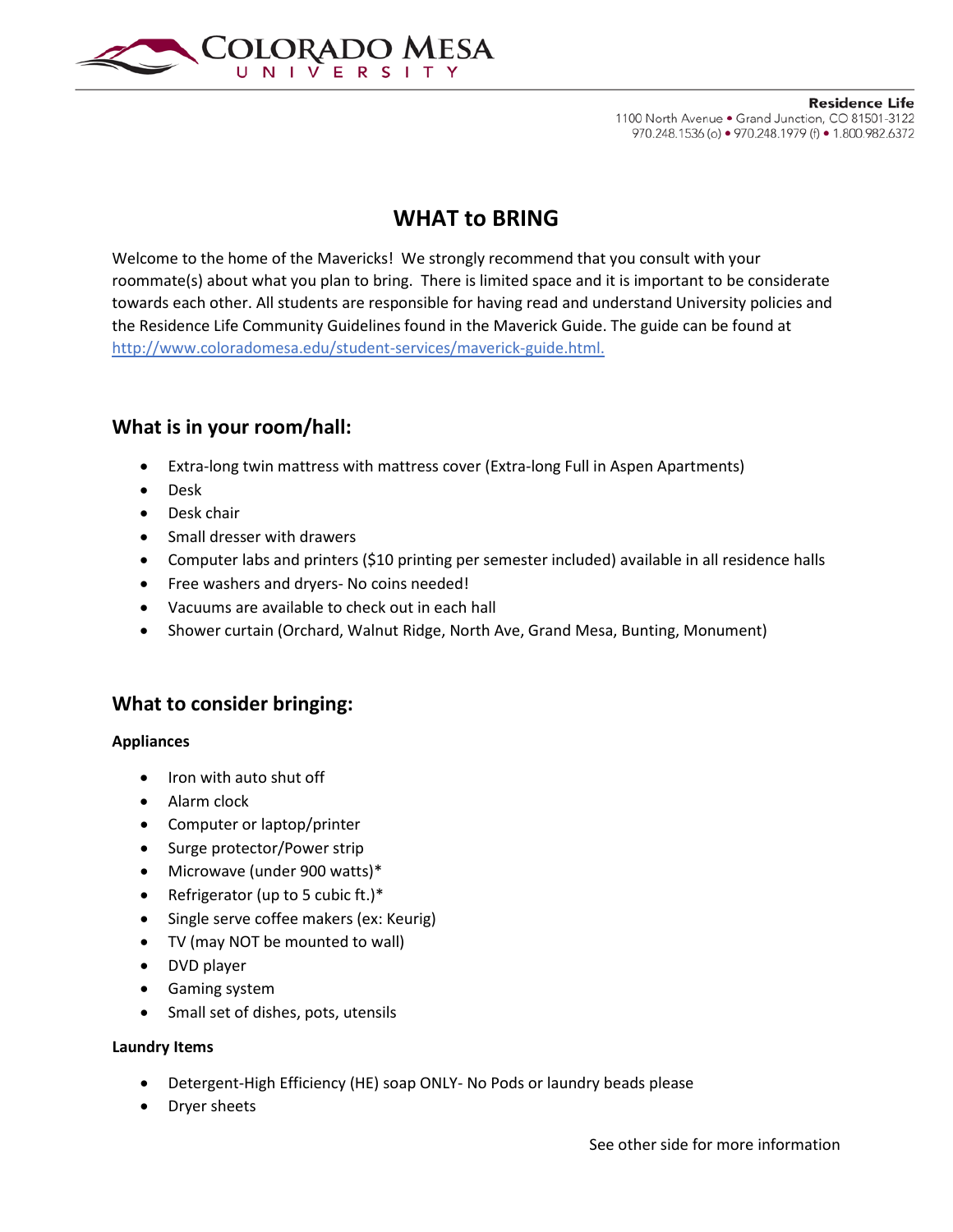Colorado Mesa University

**Residence Life**
1100 North Avenue • Grand Junction, CO 81501-3122
970.248.1536 (o) • 970.248.1979 (f) • 1.800.982.6372

# WHAT to BRING

Welcome to the home of the Mavericks! We strongly recommend that you consult with your roommate(s) about what you plan to bring. There is limited space and it is important to be considerate towards each other. All students are responsible for having read and understand University policies and the Residence Life Community Guidelines found in the Maverick Guide. The guide can be found at [http://www.coloradomesa.edu/student-services/maverick-guide.html.](http://www.coloradomesa.edu/student-services/maverick-guide.html)

## What is in your room/hall:

- Extra-long twin mattress with mattress cover (Extra-long Full in Aspen Apartments)
- Desk
- Desk chair
- Small dresser with drawers
- Computer labs and printers ($10 printing per semester included) available in all residence halls
- Free washers and dryers- No coins needed!
- Vacuums are available to check out in each hall
- Shower curtain (Orchard, Walnut Ridge, North Ave, Grand Mesa, Bunting, Monument)

## What to consider bringing:

**Appliances**

- Iron with auto shut off
- Alarm clock
- Computer or laptop/printer
- Surge protector/Power strip
- Microwave (under 900 watts)*
- Refrigerator (up to 5 cubic ft.)*
- Single serve coffee makers (ex: Keurig)
- TV (may NOT be mounted to wall)
- DVD player
- Gaming system
- Small set of dishes, pots, utensils

**Laundry Items**

- Detergent-High Efficiency (HE) soap ONLY- No Pods or laundry beads please
- Dryer sheets

See other side for more information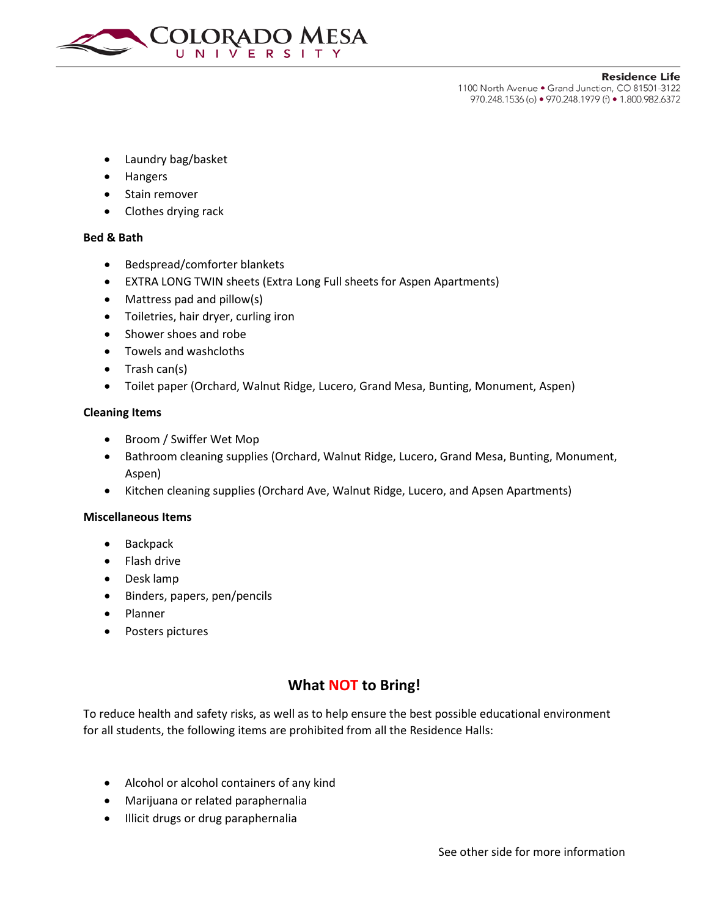- Laundry bag/basket
- Hangers
- Stain remover
- Clothes drying rack

**Bed & Bath**

- Bedspread/comforter blankets
- EXTRA LONG TWIN sheets (Extra Long Full sheets for Aspen Apartments)
- Mattress pad and pillow(s)
- Toiletries, hair dryer, curling iron
- Shower shoes and robe
- Towels and washcloths
- Trash can(s)
- Toilet paper (Orchard, Walnut Ridge, Lucero, Grand Mesa, Bunting, Monument, Aspen)

**Cleaning Items**

- Broom / Swiffer Wet Mop
- Bathroom cleaning supplies (Orchard, Walnut Ridge, Lucero, Grand Mesa, Bunting, Monument, Aspen)
- Kitchen cleaning supplies (Orchard Ave, Walnut Ridge, Lucero, and Apsen Apartments)

**Miscellaneous Items**

- Backpack
- Flash drive
- Desk lamp
- Binders, papers, pen/pencils
- Planner
- Posters pictures

## What NOT to Bring!

To reduce health and safety risks, as well as to help ensure the best possible educational environment for all students, the following items are prohibited from all the Residence Halls:

- Alcohol or alcohol containers of any kind
- Marijuana or related paraphernalia
- Illicit drugs or drug paraphernalia

See other side for more information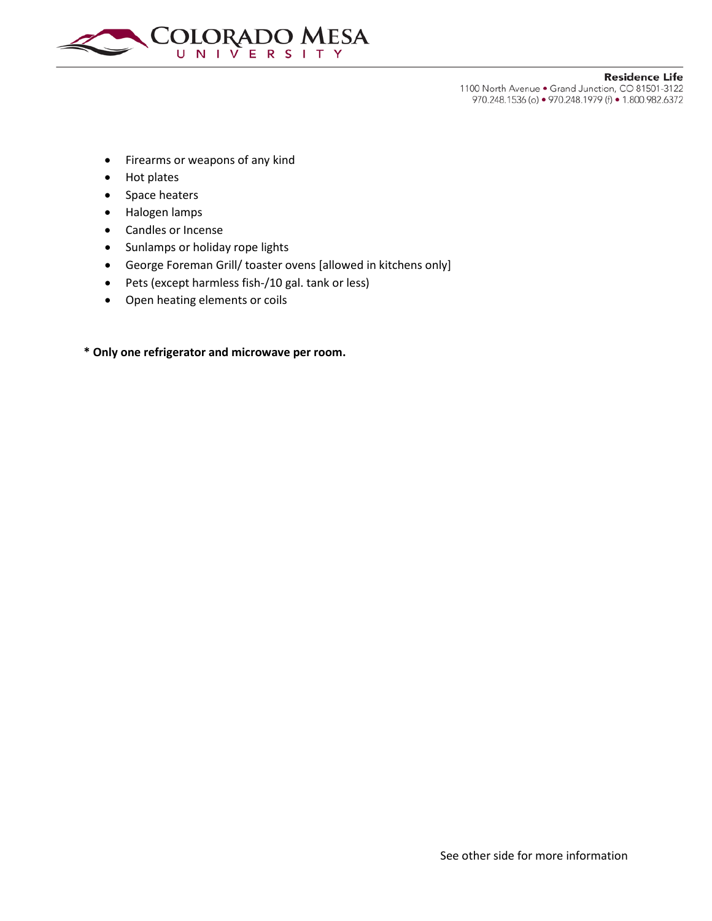**Residence Life**
1100 North Avenue • Grand Junction, CO 81501-3122
970.248.1536 (o) • 970.248.1979 (f) • 1.800.982.6372

- Firearms or weapons of any kind
- Hot plates
- Space heaters
- Halogen lamps
- Candles or Incense
- Sunlamps or holiday rope lights
- George Foreman Grill/ toaster ovens [allowed in kitchens only]
- Pets (except harmless fish-/10 gal. tank or less)
- Open heating elements or coils

**\* Only one refrigerator and microwave per room.**

See other side for more information